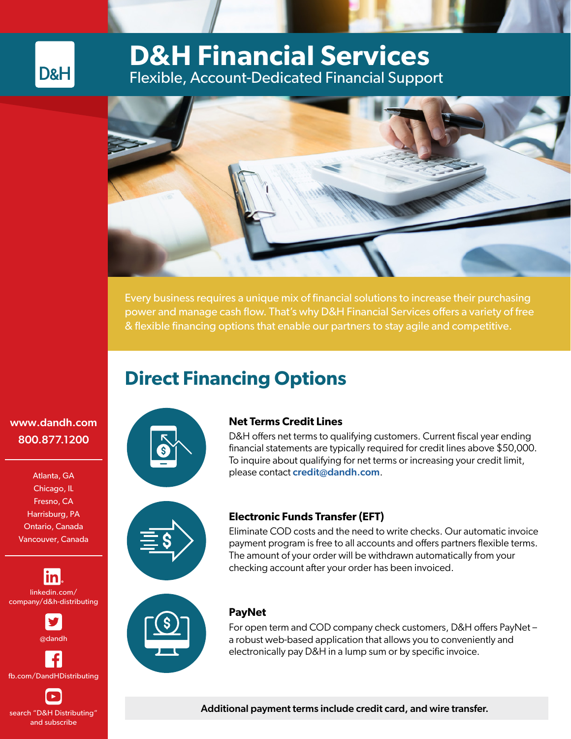# D&H Financial Services

Flexible, Account-Dedicated Financial Support

Every business requires a unique mix of financial solutions to increase their purchasing power and manage cash flow. That's why D&H Financial Services offers a variety of free & flexible financing options that enable our partners to stay agile and competitive.

## Direct Financing Options

### Net Terms Credit Lines

D&H offers net terms to qualifying customers. Current fiscal year ending financial statements are typically required for credit lines above $50,000. To inquire about qualifying for net terms or increasing your credit limit, please contact **credit@dandh.com**.

### Electronic Funds Transfer (EFT)

Eliminate COD costs and the need to write checks. Our automatic invoice payment program is free to all accounts and offers partners flexible terms. The amount of your order will be withdrawn automatically from your checking account after your order has been invoiced.

### PayNet

For open term and COD company check customers, D&H offers PayNet – a robust web-based application that allows you to conveniently and electronically pay D&H in a lump sum or by specific invoice.

**Additional payment terms include credit card, and wire transfer.**

**www.dandh.com**
**800.877.1200**

Atlanta, GA
Chicago, IL
Fresno, CA
Harrisburg, PA
Ontario, Canada
Vancouver, Canada

linkedin.com/company/d&h-distributing

@dandh

fb.com/DandHDistributing

search "D&H Distributing" and subscribe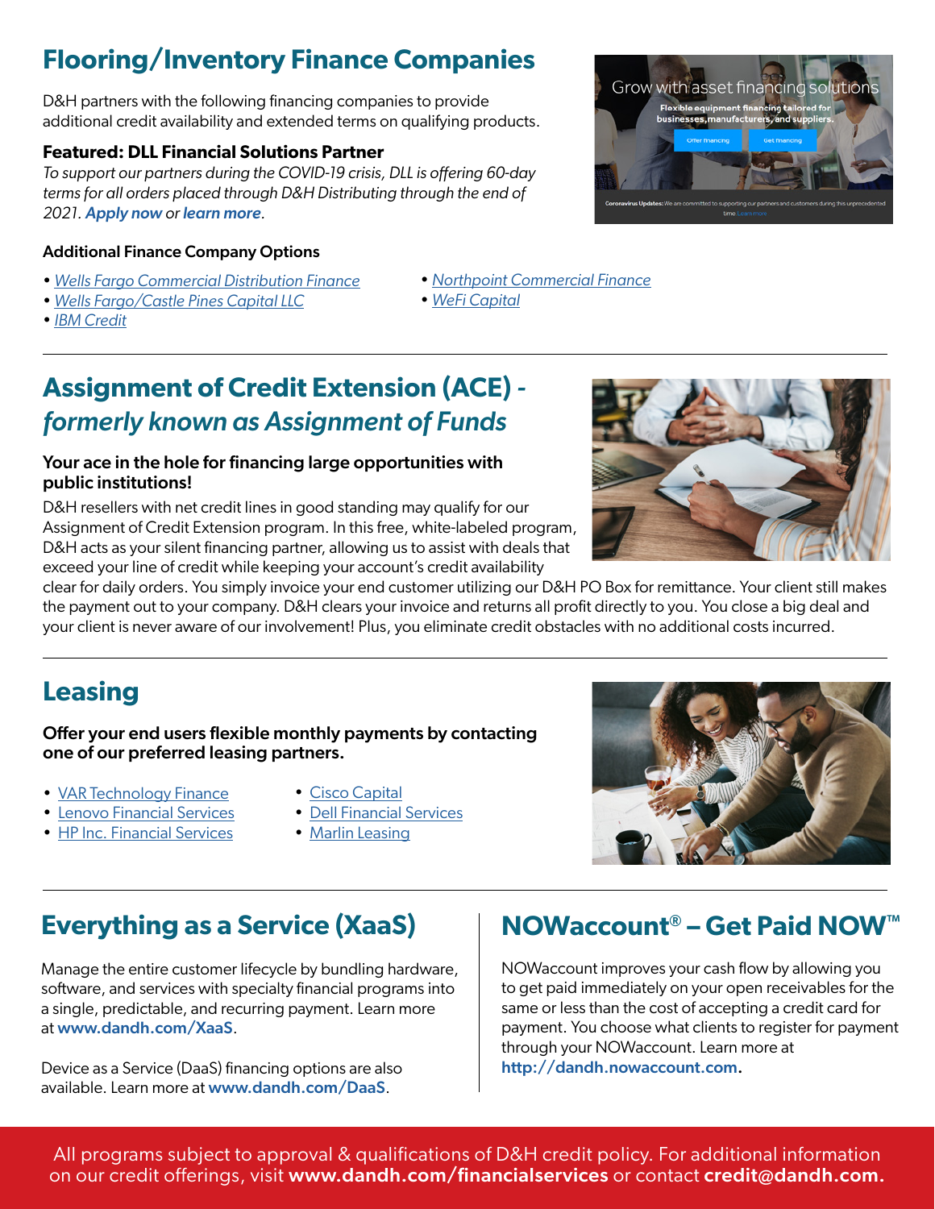## Flooring/Inventory Finance Companies

D&H partners with the following financing companies to provide additional credit availability and extended terms on qualifying products.

**Featured: DLL Financial Solutions Partner**

*To support our partners during the COVID-19 crisis, DLL is offering 60-day terms for all orders placed through D&H Distributing through the end of 2021.* ***Apply now*** *or* ***learn more****.*

### Additional Finance Company Options

- *Wells Fargo Commercial Distribution Finance*
- *Wells Fargo/Castle Pines Capital LLC*
- *IBM Credit*
- *Northpoint Commercial Finance*
- *WeFi Capital*

---

## Assignment of Credit Extension (ACE) - *formerly known as Assignment of Funds*

**Your ace in the hole for financing large opportunities with public institutions!**

D&H resellers with net credit lines in good standing may qualify for our Assignment of Credit Extension program. In this free, white-labeled program, D&H acts as your silent financing partner, allowing us to assist with deals that exceed your line of credit while keeping your account's credit availability clear for daily orders. You simply invoice your end customer utilizing our D&H PO Box for remittance. Your client still makes the payment out to your company. D&H clears your invoice and returns all profit directly to you. You close a big deal and your client is never aware of our involvement! Plus, you eliminate credit obstacles with no additional costs incurred.

---

## Leasing

**Offer your end users flexible monthly payments by contacting one of our preferred leasing partners.**

- VAR Technology Finance
- Lenovo Financial Services
- HP Inc. Financial Services
- Cisco Capital
- Dell Financial Services
- Marlin Leasing

---

## Everything as a Service (XaaS)

Manage the entire customer lifecycle by bundling hardware, software, and services with specialty financial programs into a single, predictable, and recurring payment. Learn more at **www.dandh.com/XaaS**.

Device as a Service (DaaS) financing options are also available. Learn more at **www.dandh.com/DaaS**.

## NOWaccount® – Get Paid NOW™

NOWaccount improves your cash flow by allowing you to get paid immediately on your open receivables for the same or less than the cost of accepting a credit card for payment. You choose what clients to register for payment through your NOWaccount. Learn more at **http://dandh.nowaccount.com**.

All programs subject to approval & qualifications of D&H credit policy. For additional information on our credit offerings, visit **www.dandh.com/financialservices** or contact **credit@dandh.com.**